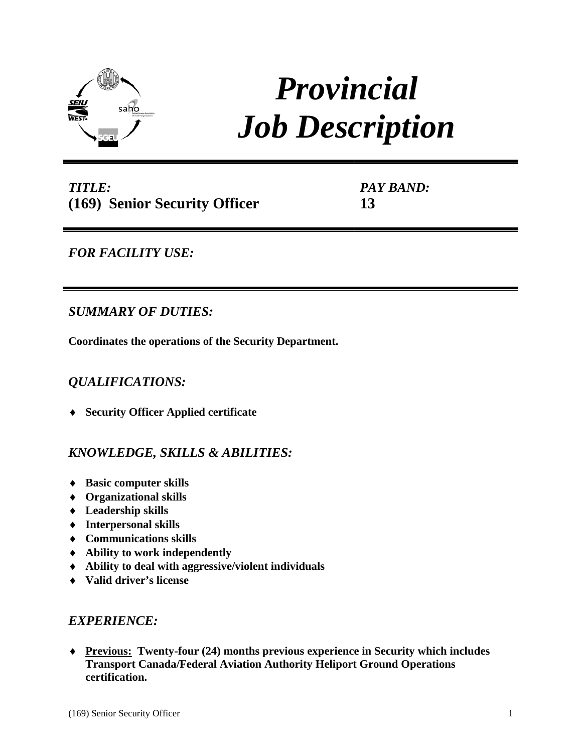# *Provincial Job Description*

| *TITLE:* | *PAY BAND:* |
| --- | --- |
| **(169) Senior Security Officer** | **13** |

*FOR FACILITY USE:*

## *SUMMARY OF DUTIES:*

**Coordinates the operations of the Security Department.**

## *QUALIFICATIONS:*

- **Security Officer Applied certificate**

## *KNOWLEDGE, SKILLS & ABILITIES:*

- **Basic computer skills**
- **Organizational skills**
- **Leadership skills**
- **Interpersonal skills**
- **Communications skills**
- **Ability to work independently**
- **Ability to deal with aggressive/violent individuals**
- **Valid driver's license**

## *EXPERIENCE:*

- **Previous: Twenty-four (24) months previous experience in Security which includes Transport Canada/Federal Aviation Authority Heliport Ground Operations certification.**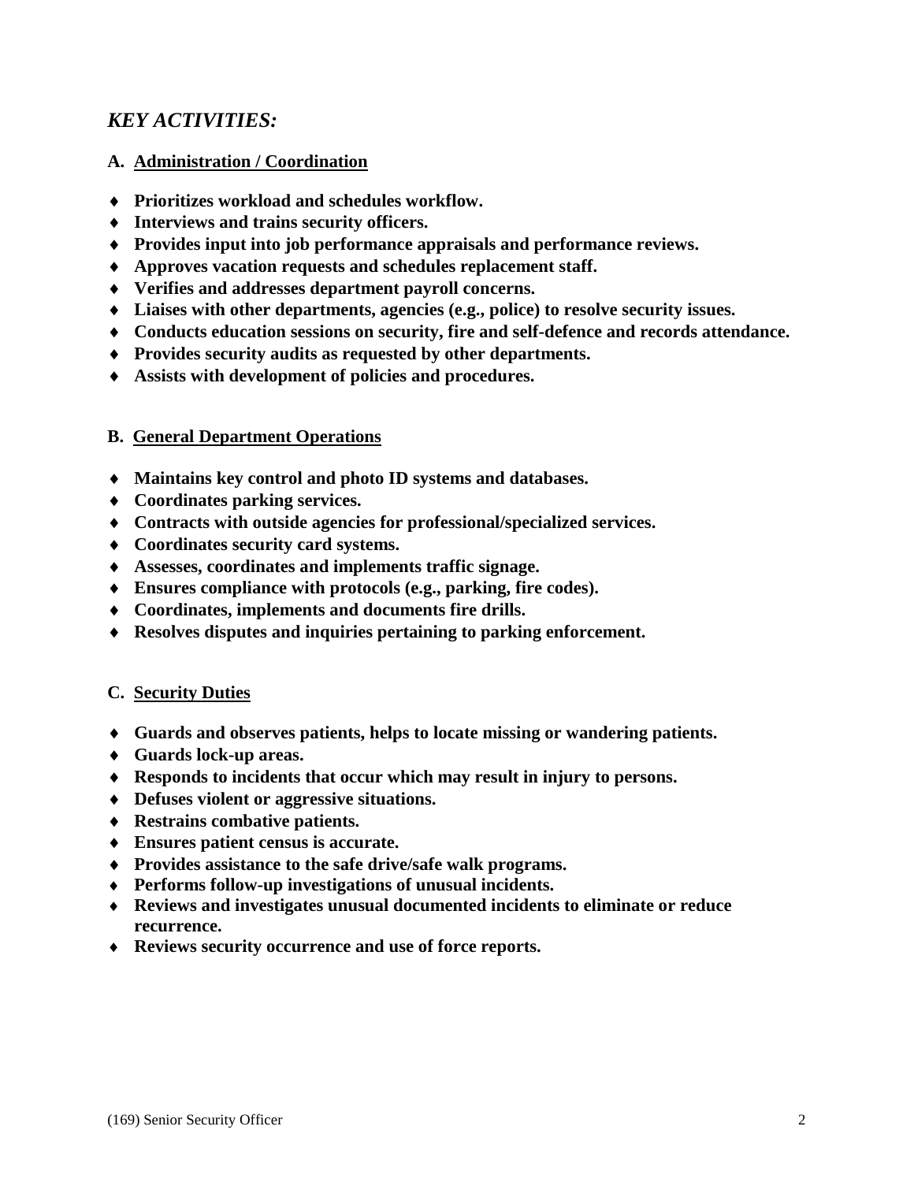## *KEY ACTIVITIES:*

### A. Administration / Coordination

- **Prioritizes workload and schedules workflow.**
- **Interviews and trains security officers.**
- **Provides input into job performance appraisals and performance reviews.**
- **Approves vacation requests and schedules replacement staff.**
- **Verifies and addresses department payroll concerns.**
- **Liaises with other departments, agencies (e.g., police) to resolve security issues.**
- **Conducts education sessions on security, fire and self-defence and records attendance.**
- **Provides security audits as requested by other departments.**
- **Assists with development of policies and procedures.**

### B. General Department Operations

- **Maintains key control and photo ID systems and databases.**
- **Coordinates parking services.**
- **Contracts with outside agencies for professional/specialized services.**
- **Coordinates security card systems.**
- **Assesses, coordinates and implements traffic signage.**
- **Ensures compliance with protocols (e.g., parking, fire codes).**
- **Coordinates, implements and documents fire drills.**
- **Resolves disputes and inquiries pertaining to parking enforcement.**

### C. Security Duties

- **Guards and observes patients, helps to locate missing or wandering patients.**
- **Guards lock-up areas.**
- **Responds to incidents that occur which may result in injury to persons.**
- **Defuses violent or aggressive situations.**
- **Restrains combative patients.**
- **Ensures patient census is accurate.**
- **Provides assistance to the safe drive/safe walk programs.**
- **Performs follow-up investigations of unusual incidents.**
- **Reviews and investigates unusual documented incidents to eliminate or reduce recurrence.**
- **Reviews security occurrence and use of force reports.**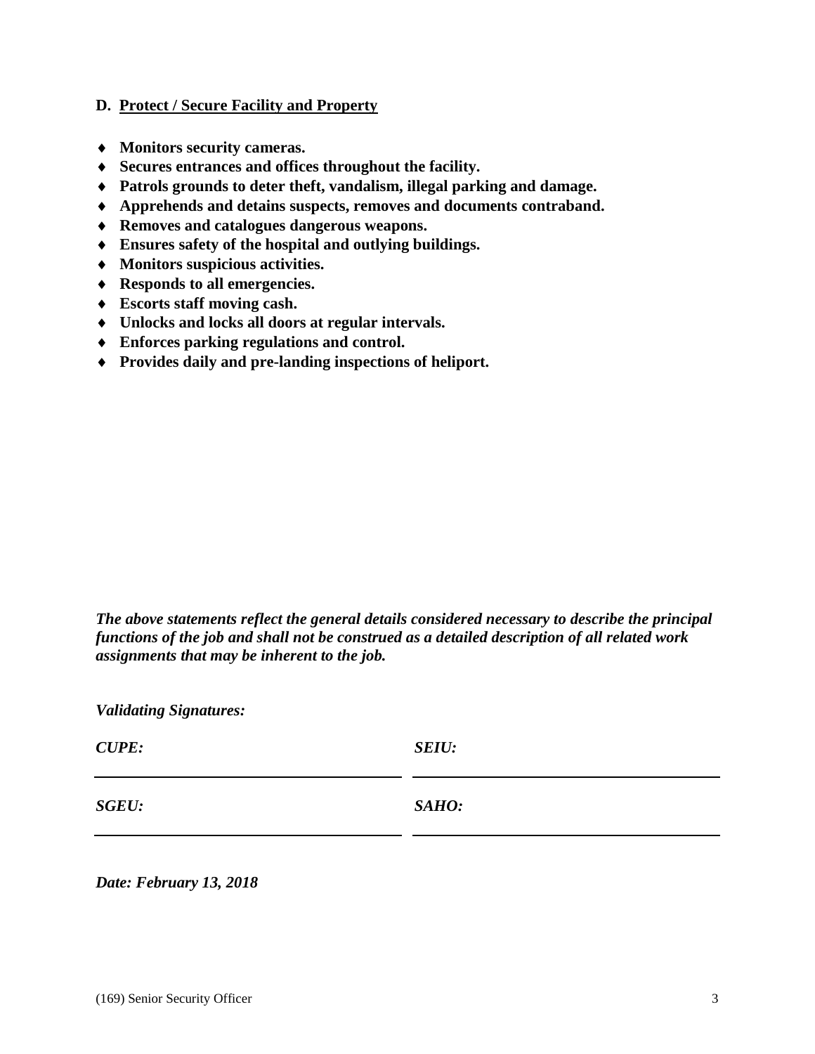### D. Protect / Secure Facility and Property

- **Monitors security cameras.**
- **Secures entrances and offices throughout the facility.**
- **Patrols grounds to deter theft, vandalism, illegal parking and damage.**
- **Apprehends and detains suspects, removes and documents contraband.**
- **Removes and catalogues dangerous weapons.**
- **Ensures safety of the hospital and outlying buildings.**
- **Monitors suspicious activities.**
- **Responds to all emergencies.**
- **Escorts staff moving cash.**
- **Unlocks and locks all doors at regular intervals.**
- **Enforces parking regulations and control.**
- **Provides daily and pre-landing inspections of heliport.**

***The above statements reflect the general details considered necessary to describe the principal functions of the job and shall not be construed as a detailed description of all related work assignments that may be inherent to the job.***

***Validating Signatures:***

| | |
|---|---|
| ***CUPE:*** | ***SEIU:*** |
| ***SGEU:*** | ***SAHO:*** |

***Date: February 13, 2018***